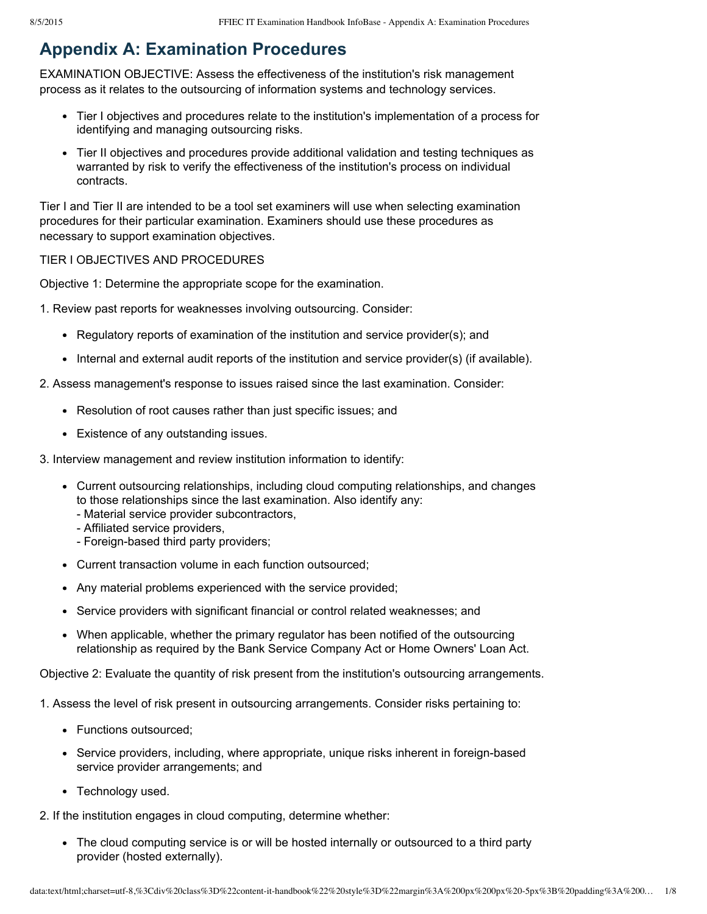# Appendix A: Examination Procedures

EXAMINATION OBJECTIVE: Assess the effectiveness of the institution's risk management process as it relates to the outsourcing of information systems and technology services.

- Tier I objectives and procedures relate to the institution's implementation of a process for identifying and managing outsourcing risks.
- Tier II objectives and procedures provide additional validation and testing techniques as warranted by risk to verify the effectiveness of the institution's process on individual contracts.

Tier I and Tier II are intended to be a tool set examiners will use when selecting examination procedures for their particular examination. Examiners should use these procedures as necessary to support examination objectives.

TIER I OBJECTIVES AND PROCEDURES

Objective 1: Determine the appropriate scope for the examination.

1. Review past reports for weaknesses involving outsourcing. Consider:
   - Regulatory reports of examination of the institution and service provider(s); and
   - Internal and external audit reports of the institution and service provider(s) (if available).

2. Assess management's response to issues raised since the last examination. Consider:
   - Resolution of root causes rather than just specific issues; and
   - Existence of any outstanding issues.

3. Interview management and review institution information to identify:
   - Current outsourcing relationships, including cloud computing relationships, and changes to those relationships since the last examination. Also identify any:
     - Material service provider subcontractors,
     - Affiliated service providers,
     - Foreign-based third party providers;
   - Current transaction volume in each function outsourced;
   - Any material problems experienced with the service provided;
   - Service providers with significant financial or control related weaknesses; and
   - When applicable, whether the primary regulator has been notified of the outsourcing relationship as required by the Bank Service Company Act or Home Owners' Loan Act.

Objective 2: Evaluate the quantity of risk present from the institution's outsourcing arrangements.

1. Assess the level of risk present in outsourcing arrangements. Consider risks pertaining to:
   - Functions outsourced;
   - Service providers, including, where appropriate, unique risks inherent in foreign-based service provider arrangements; and
   - Technology used.

2. If the institution engages in cloud computing, determine whether:
   - The cloud computing service is or will be hosted internally or outsourced to a third party provider (hosted externally).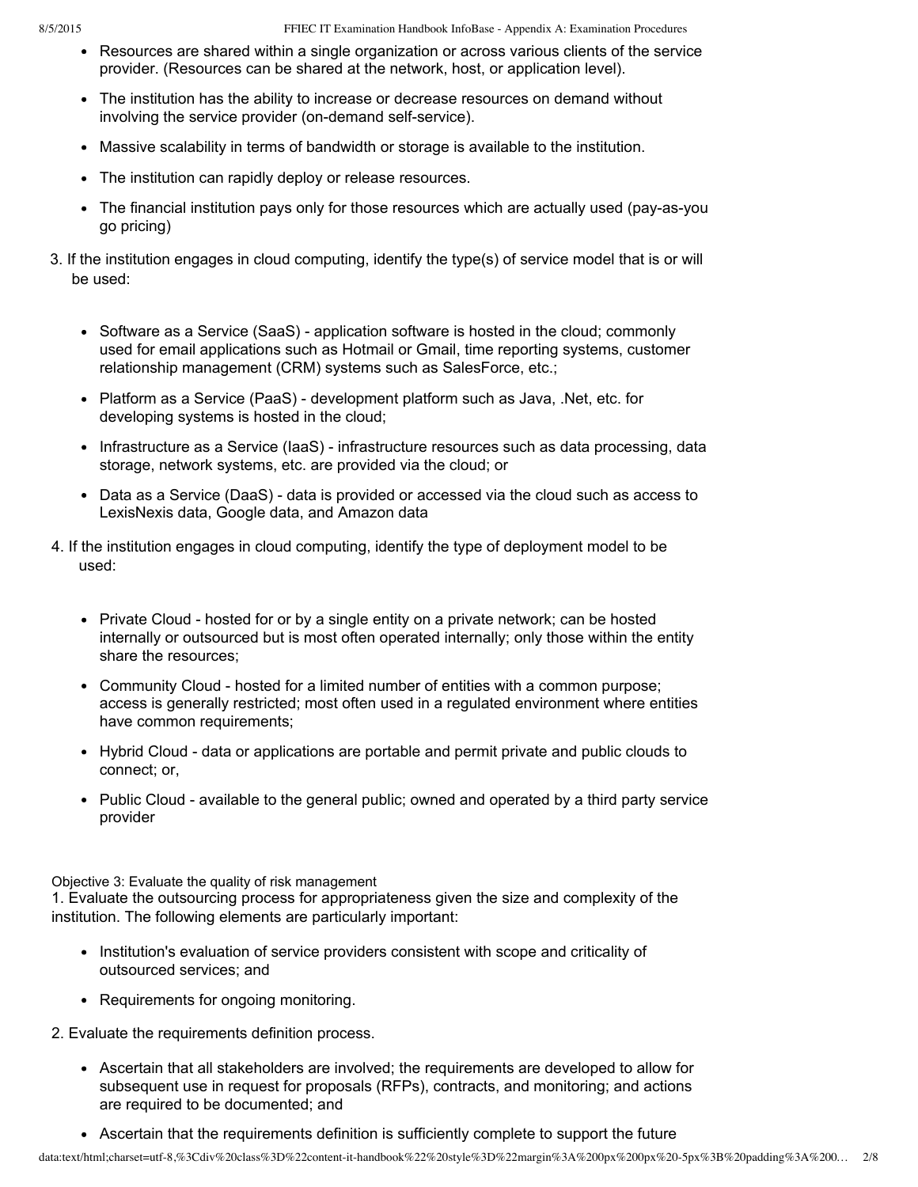- Resources are shared within a single organization or across various clients of the service provider. (Resources can be shared at the network, host, or application level).
- The institution has the ability to increase or decrease resources on demand without involving the service provider (on-demand self-service).
- Massive scalability in terms of bandwidth or storage is available to the institution.
- The institution can rapidly deploy or release resources.
- The financial institution pays only for those resources which are actually used (pay-as-you go pricing)

3. If the institution engages in cloud computing, identify the type(s) of service model that is or will be used:

   - Software as a Service (SaaS) - application software is hosted in the cloud; commonly used for email applications such as Hotmail or Gmail, time reporting systems, customer relationship management (CRM) systems such as SalesForce, etc.;
   - Platform as a Service (PaaS) - development platform such as Java, .Net, etc. for developing systems is hosted in the cloud;
   - Infrastructure as a Service (IaaS) - infrastructure resources such as data processing, data storage, network systems, etc. are provided via the cloud; or
   - Data as a Service (DaaS) - data is provided or accessed via the cloud such as access to LexisNexis data, Google data, and Amazon data

4. If the institution engages in cloud computing, identify the type of deployment model to be used:

   - Private Cloud - hosted for or by a single entity on a private network; can be hosted internally or outsourced but is most often operated internally; only those within the entity share the resources;
   - Community Cloud - hosted for a limited number of entities with a common purpose; access is generally restricted; most often used in a regulated environment where entities have common requirements;
   - Hybrid Cloud - data or applications are portable and permit private and public clouds to connect; or,
   - Public Cloud - available to the general public; owned and operated by a third party service provider

Objective 3: Evaluate the quality of risk management

1. Evaluate the outsourcing process for appropriateness given the size and complexity of the institution. The following elements are particularly important:

   - Institution's evaluation of service providers consistent with scope and criticality of outsourced services; and
   - Requirements for ongoing monitoring.

2. Evaluate the requirements definition process.

   - Ascertain that all stakeholders are involved; the requirements are developed to allow for subsequent use in request for proposals (RFPs), contracts, and monitoring; and actions are required to be documented; and
   - Ascertain that the requirements definition is sufficiently complete to support the future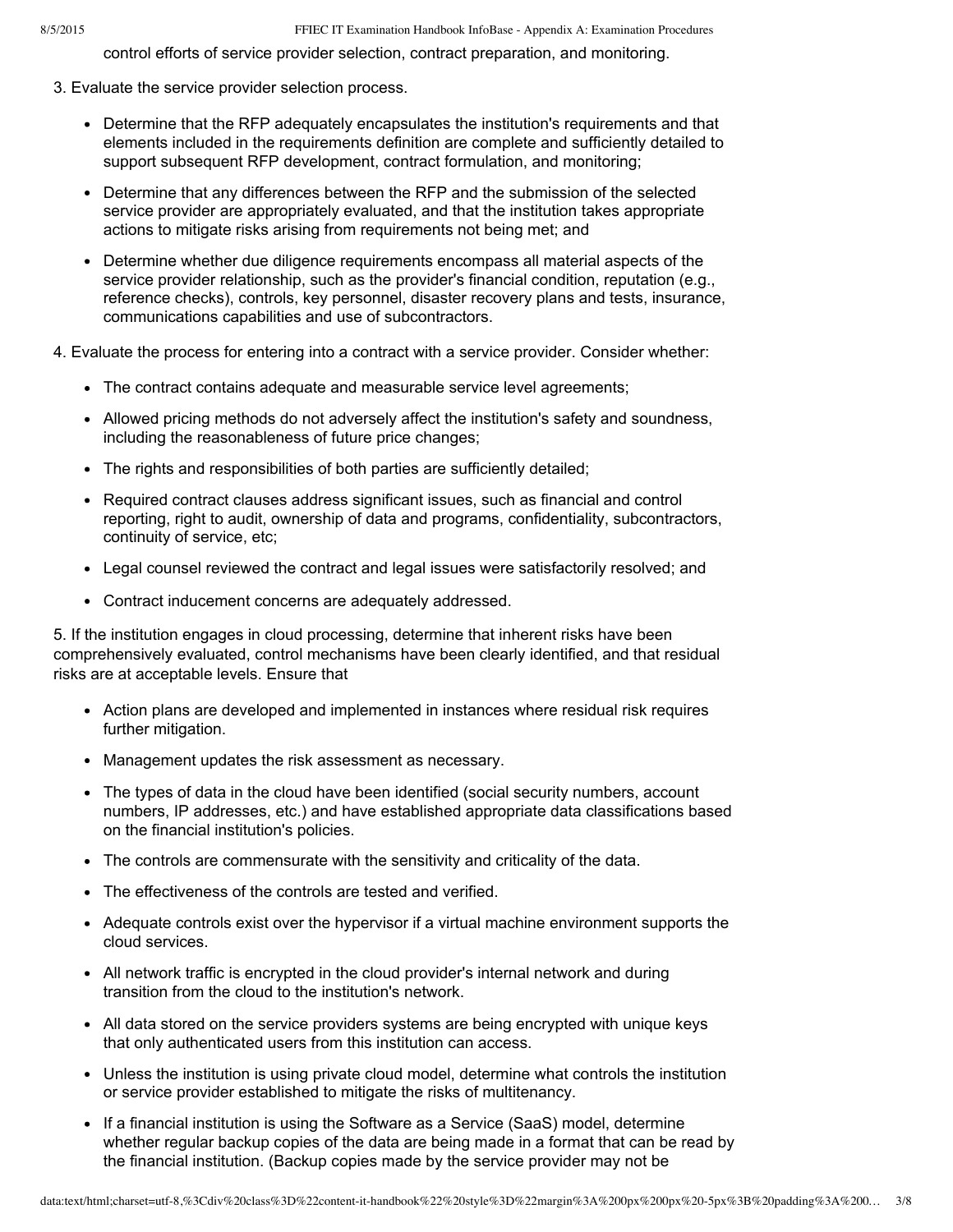control efforts of service provider selection, contract preparation, and monitoring.

3. Evaluate the service provider selection process.

    - Determine that the RFP adequately encapsulates the institution's requirements and that elements included in the requirements definition are complete and sufficiently detailed to support subsequent RFP development, contract formulation, and monitoring;
    - Determine that any differences between the RFP and the submission of the selected service provider are appropriately evaluated, and that the institution takes appropriate actions to mitigate risks arising from requirements not being met; and
    - Determine whether due diligence requirements encompass all material aspects of the service provider relationship, such as the provider's financial condition, reputation (e.g., reference checks), controls, key personnel, disaster recovery plans and tests, insurance, communications capabilities and use of subcontractors.

4. Evaluate the process for entering into a contract with a service provider. Consider whether:

    - The contract contains adequate and measurable service level agreements;
    - Allowed pricing methods do not adversely affect the institution's safety and soundness, including the reasonableness of future price changes;
    - The rights and responsibilities of both parties are sufficiently detailed;
    - Required contract clauses address significant issues, such as financial and control reporting, right to audit, ownership of data and programs, confidentiality, subcontractors, continuity of service, etc;
    - Legal counsel reviewed the contract and legal issues were satisfactorily resolved; and
    - Contract inducement concerns are adequately addressed.

5. If the institution engages in cloud processing, determine that inherent risks have been comprehensively evaluated, control mechanisms have been clearly identified, and that residual risks are at acceptable levels. Ensure that

    - Action plans are developed and implemented in instances where residual risk requires further mitigation.
    - Management updates the risk assessment as necessary.
    - The types of data in the cloud have been identified (social security numbers, account numbers, IP addresses, etc.) and have established appropriate data classifications based on the financial institution's policies.
    - The controls are commensurate with the sensitivity and criticality of the data.
    - The effectiveness of the controls are tested and verified.
    - Adequate controls exist over the hypervisor if a virtual machine environment supports the cloud services.
    - All network traffic is encrypted in the cloud provider's internal network and during transition from the cloud to the institution's network.
    - All data stored on the service providers systems are being encrypted with unique keys that only authenticated users from this institution can access.
    - Unless the institution is using private cloud model, determine what controls the institution or service provider established to mitigate the risks of multitenancy.
    - If a financial institution is using the Software as a Service (SaaS) model, determine whether regular backup copies of the data are being made in a format that can be read by the financial institution. (Backup copies made by the service provider may not be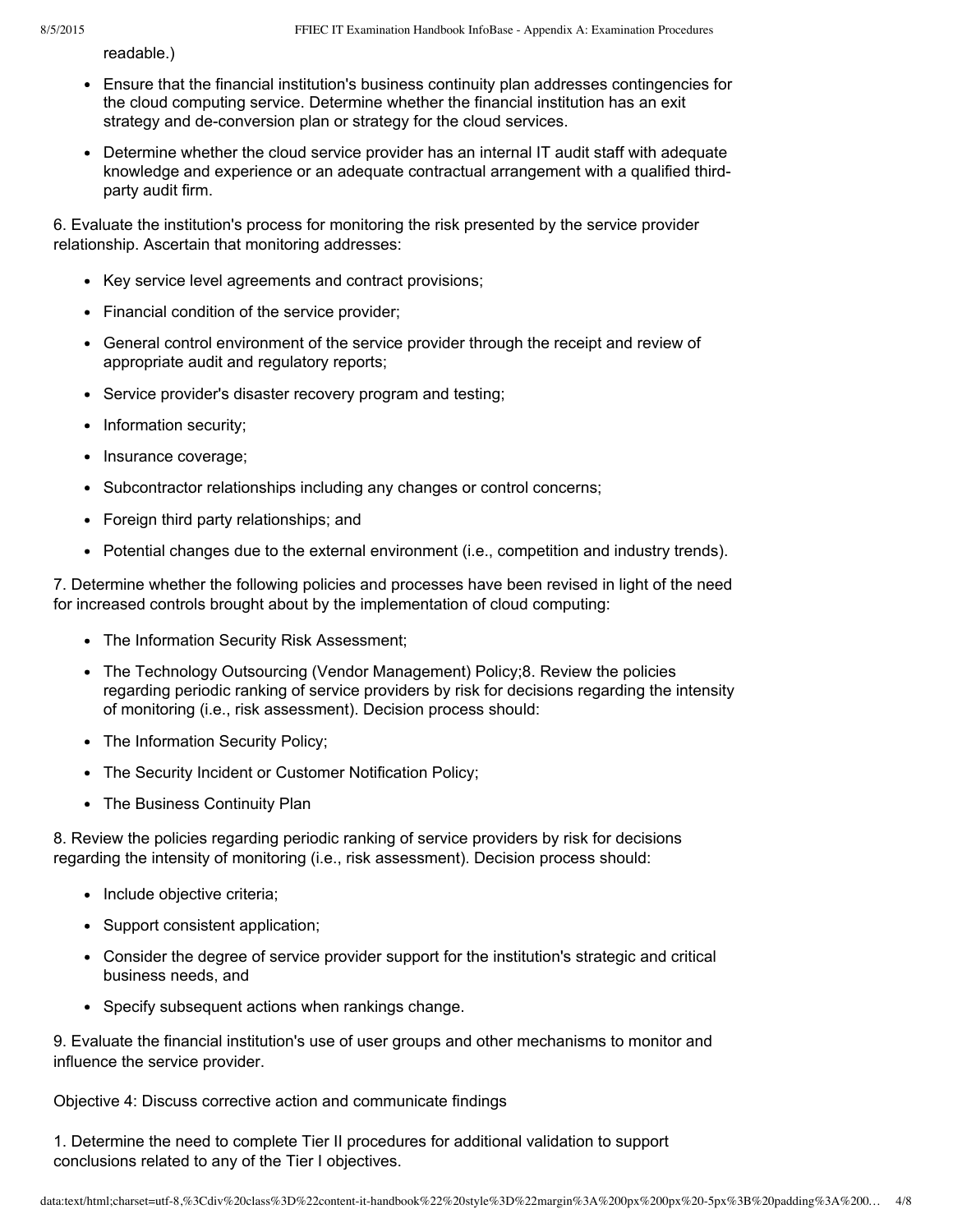readable.)

- Ensure that the financial institution's business continuity plan addresses contingencies for the cloud computing service. Determine whether the financial institution has an exit strategy and de-conversion plan or strategy for the cloud services.
- Determine whether the cloud service provider has an internal IT audit staff with adequate knowledge and experience or an adequate contractual arrangement with a qualified third-party audit firm.

6. Evaluate the institution's process for monitoring the risk presented by the service provider relationship. Ascertain that monitoring addresses:

- Key service level agreements and contract provisions;
- Financial condition of the service provider;
- General control environment of the service provider through the receipt and review of appropriate audit and regulatory reports;
- Service provider's disaster recovery program and testing;
- Information security;
- Insurance coverage;
- Subcontractor relationships including any changes or control concerns;
- Foreign third party relationships; and
- Potential changes due to the external environment (i.e., competition and industry trends).

7. Determine whether the following policies and processes have been revised in light of the need for increased controls brought about by the implementation of cloud computing:

- The Information Security Risk Assessment;
- The Technology Outsourcing (Vendor Management) Policy;8. Review the policies regarding periodic ranking of service providers by risk for decisions regarding the intensity of monitoring (i.e., risk assessment). Decision process should:
- The Information Security Policy;
- The Security Incident or Customer Notification Policy;
- The Business Continuity Plan

8. Review the policies regarding periodic ranking of service providers by risk for decisions regarding the intensity of monitoring (i.e., risk assessment). Decision process should:

- Include objective criteria;
- Support consistent application;
- Consider the degree of service provider support for the institution's strategic and critical business needs, and
- Specify subsequent actions when rankings change.

9. Evaluate the financial institution's use of user groups and other mechanisms to monitor and influence the service provider.

Objective 4: Discuss corrective action and communicate findings

1. Determine the need to complete Tier II procedures for additional validation to support conclusions related to any of the Tier I objectives.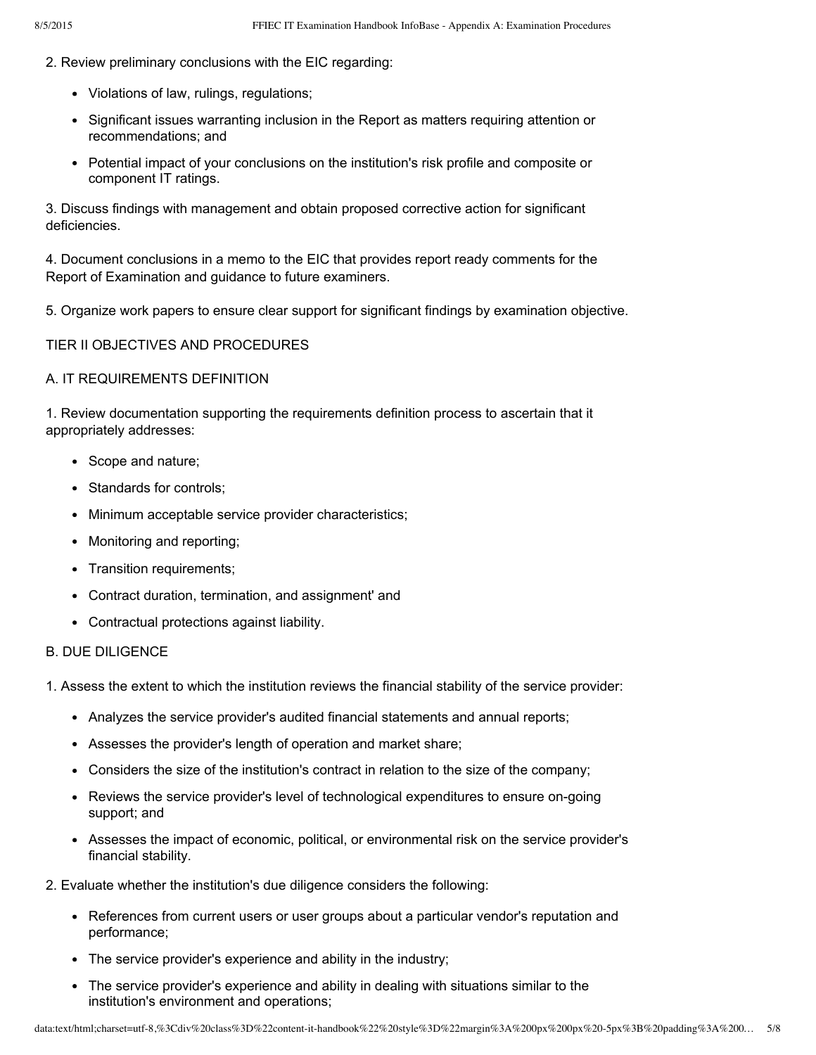2. Review preliminary conclusions with the EIC regarding:

- Violations of law, rulings, regulations;
- Significant issues warranting inclusion in the Report as matters requiring attention or recommendations; and
- Potential impact of your conclusions on the institution's risk profile and composite or component IT ratings.

3. Discuss findings with management and obtain proposed corrective action for significant deficiencies.

4. Document conclusions in a memo to the EIC that provides report ready comments for the Report of Examination and guidance to future examiners.

5. Organize work papers to ensure clear support for significant findings by examination objective.

TIER II OBJECTIVES AND PROCEDURES

A. IT REQUIREMENTS DEFINITION

1. Review documentation supporting the requirements definition process to ascertain that it appropriately addresses:

- Scope and nature;
- Standards for controls;
- Minimum acceptable service provider characteristics;
- Monitoring and reporting;
- Transition requirements;
- Contract duration, termination, and assignment' and
- Contractual protections against liability.

B. DUE DILIGENCE

1. Assess the extent to which the institution reviews the financial stability of the service provider:

- Analyzes the service provider's audited financial statements and annual reports;
- Assesses the provider's length of operation and market share;
- Considers the size of the institution's contract in relation to the size of the company;
- Reviews the service provider's level of technological expenditures to ensure on-going support; and
- Assesses the impact of economic, political, or environmental risk on the service provider's financial stability.

2. Evaluate whether the institution's due diligence considers the following:

- References from current users or user groups about a particular vendor's reputation and performance;
- The service provider's experience and ability in the industry;
- The service provider's experience and ability in dealing with situations similar to the institution's environment and operations;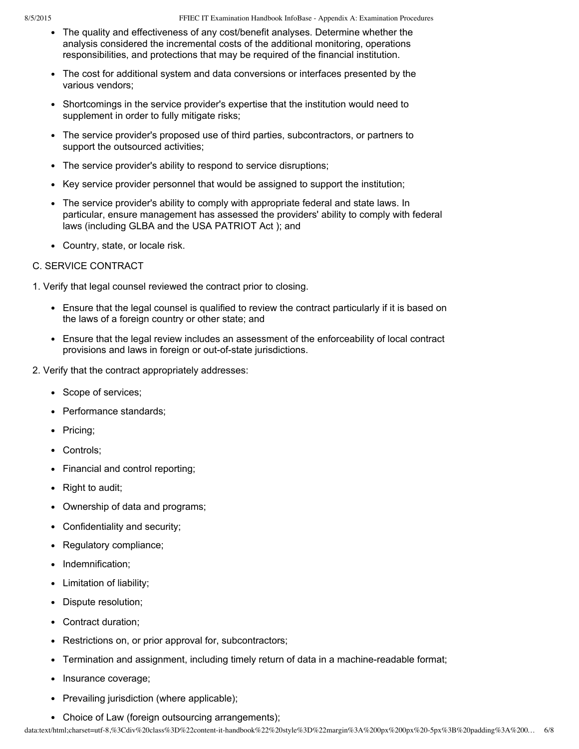- The quality and effectiveness of any cost/benefit analyses. Determine whether the analysis considered the incremental costs of the additional monitoring, operations responsibilities, and protections that may be required of the financial institution.
- The cost for additional system and data conversions or interfaces presented by the various vendors;
- Shortcomings in the service provider's expertise that the institution would need to supplement in order to fully mitigate risks;
- The service provider's proposed use of third parties, subcontractors, or partners to support the outsourced activities;
- The service provider's ability to respond to service disruptions;
- Key service provider personnel that would be assigned to support the institution;
- The service provider's ability to comply with appropriate federal and state laws. In particular, ensure management has assessed the providers' ability to comply with federal laws (including GLBA and the USA PATRIOT Act ); and
- Country, state, or locale risk.

C. SERVICE CONTRACT

1. Verify that legal counsel reviewed the contract prior to closing.
    - Ensure that the legal counsel is qualified to review the contract particularly if it is based on the laws of a foreign country or other state; and
    - Ensure that the legal review includes an assessment of the enforceability of local contract provisions and laws in foreign or out-of-state jurisdictions.
2. Verify that the contract appropriately addresses:
    - Scope of services;
    - Performance standards;
    - Pricing;
    - Controls;
    - Financial and control reporting;
    - Right to audit;
    - Ownership of data and programs;
    - Confidentiality and security;
    - Regulatory compliance;
    - Indemnification;
    - Limitation of liability;
    - Dispute resolution;
    - Contract duration;
    - Restrictions on, or prior approval for, subcontractors;
    - Termination and assignment, including timely return of data in a machine-readable format;
    - Insurance coverage;
    - Prevailing jurisdiction (where applicable);
    - Choice of Law (foreign outsourcing arrangements);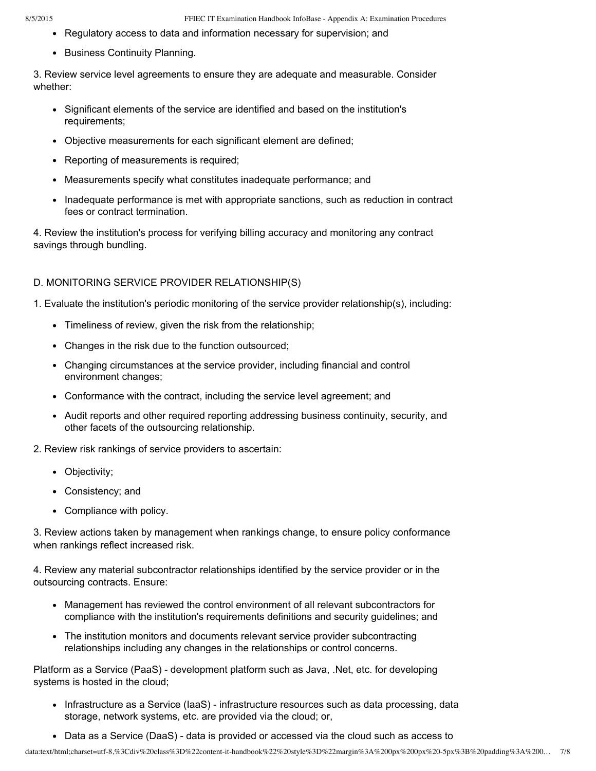- Regulatory access to data and information necessary for supervision; and
- Business Continuity Planning.

3. Review service level agreements to ensure they are adequate and measurable. Consider whether:

- Significant elements of the service are identified and based on the institution's requirements;
- Objective measurements for each significant element are defined;
- Reporting of measurements is required;
- Measurements specify what constitutes inadequate performance; and
- Inadequate performance is met with appropriate sanctions, such as reduction in contract fees or contract termination.

4. Review the institution's process for verifying billing accuracy and monitoring any contract savings through bundling.

D. MONITORING SERVICE PROVIDER RELATIONSHIP(S)

1. Evaluate the institution's periodic monitoring of the service provider relationship(s), including:

- Timeliness of review, given the risk from the relationship;
- Changes in the risk due to the function outsourced;
- Changing circumstances at the service provider, including financial and control environment changes;
- Conformance with the contract, including the service level agreement; and
- Audit reports and other required reporting addressing business continuity, security, and other facets of the outsourcing relationship.

2. Review risk rankings of service providers to ascertain:

- Objectivity;
- Consistency; and
- Compliance with policy.

3. Review actions taken by management when rankings change, to ensure policy conformance when rankings reflect increased risk.

4. Review any material subcontractor relationships identified by the service provider or in the outsourcing contracts. Ensure:

- Management has reviewed the control environment of all relevant subcontractors for compliance with the institution's requirements definitions and security guidelines; and
- The institution monitors and documents relevant service provider subcontracting relationships including any changes in the relationships or control concerns.

Platform as a Service (PaaS) - development platform such as Java, .Net, etc. for developing systems is hosted in the cloud;

- Infrastructure as a Service (IaaS) - infrastructure resources such as data processing, data storage, network systems, etc. are provided via the cloud; or,
- Data as a Service (DaaS) - data is provided or accessed via the cloud such as access to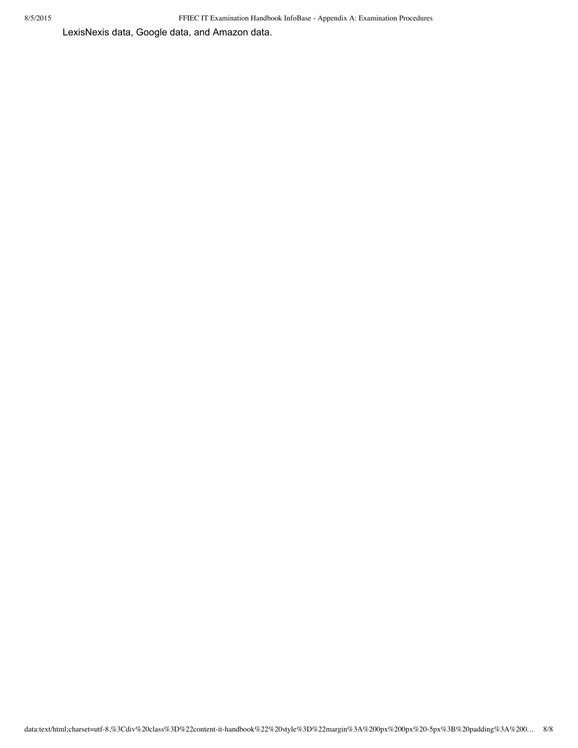LexisNexis data, Google data, and Amazon data.